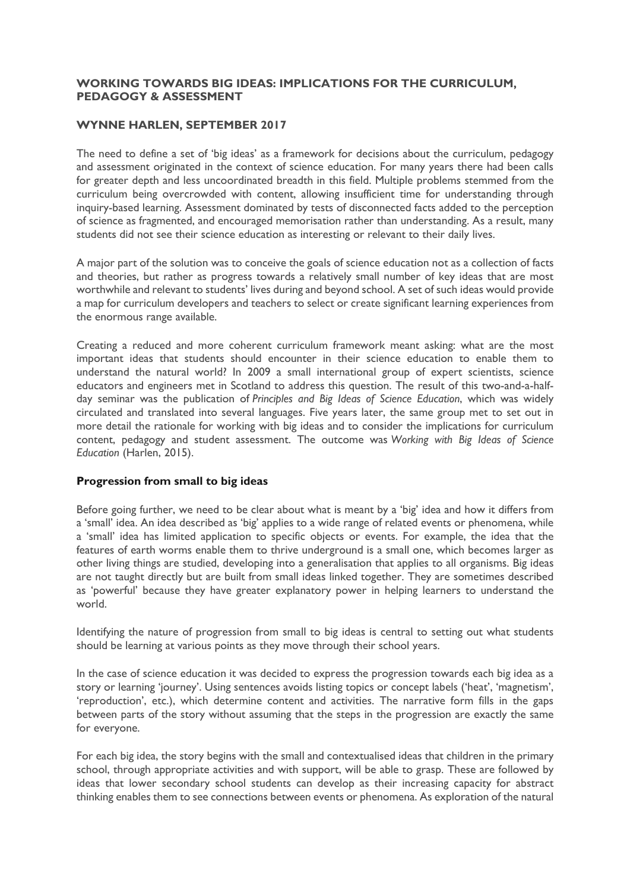# WORKING TOWARDS BIG IDEAS: IMPLICATIONS FOR THE CURRICULUM, PEDAGOGY & ASSESSMENT

## WYNNE HARLEN, SEPTEMBER 2017

The need to define a set of 'big ideas' as a framework for decisions about the curriculum, pedagogy and assessment originated in the context of science education. For many years there had been calls for greater depth and less uncoordinated breadth in this field. Multiple problems stemmed from the curriculum being overcrowded with content, allowing insufficient time for understanding through inquiry-based learning. Assessment dominated by tests of disconnected facts added to the perception of science as fragmented, and encouraged memorisation rather than understanding. As a result, many students did not see their science education as interesting or relevant to their daily lives.

A major part of the solution was to conceive the goals of science education not as a collection of facts and theories, but rather as progress towards a relatively small number of key ideas that are most worthwhile and relevant to students' lives during and beyond school. A set of such ideas would provide a map for curriculum developers and teachers to select or create significant learning experiences from the enormous range available.

Creating a reduced and more coherent curriculum framework meant asking: what are the most important ideas that students should encounter in their science education to enable them to understand the natural world? In 2009 a small international group of expert scientists, science educators and engineers met in Scotland to address this question. The result of this two-and-a-half-day seminar was the publication of *Principles and Big Ideas of Science Education*, which was widely circulated and translated into several languages. Five years later, the same group met to set out in more detail the rationale for working with big ideas and to consider the implications for curriculum content, pedagogy and student assessment. The outcome was *Working with Big Ideas of Science Education* (Harlen, 2015).

### Progression from small to big ideas

Before going further, we need to be clear about what is meant by a 'big' idea and how it differs from a 'small' idea. An idea described as 'big' applies to a wide range of related events or phenomena, while a 'small' idea has limited application to specific objects or events. For example, the idea that the features of earth worms enable them to thrive underground is a small one, which becomes larger as other living things are studied, developing into a generalisation that applies to all organisms. Big ideas are not taught directly but are built from small ideas linked together. They are sometimes described as 'powerful' because they have greater explanatory power in helping learners to understand the world.

Identifying the nature of progression from small to big ideas is central to setting out what students should be learning at various points as they move through their school years.

In the case of science education it was decided to express the progression towards each big idea as a story or learning 'journey'. Using sentences avoids listing topics or concept labels ('heat', 'magnetism', 'reproduction', etc.), which determine content and activities. The narrative form fills in the gaps between parts of the story without assuming that the steps in the progression are exactly the same for everyone.

For each big idea, the story begins with the small and contextualised ideas that children in the primary school, through appropriate activities and with support, will be able to grasp. These are followed by ideas that lower secondary school students can develop as their increasing capacity for abstract thinking enables them to see connections between events or phenomena. As exploration of the natural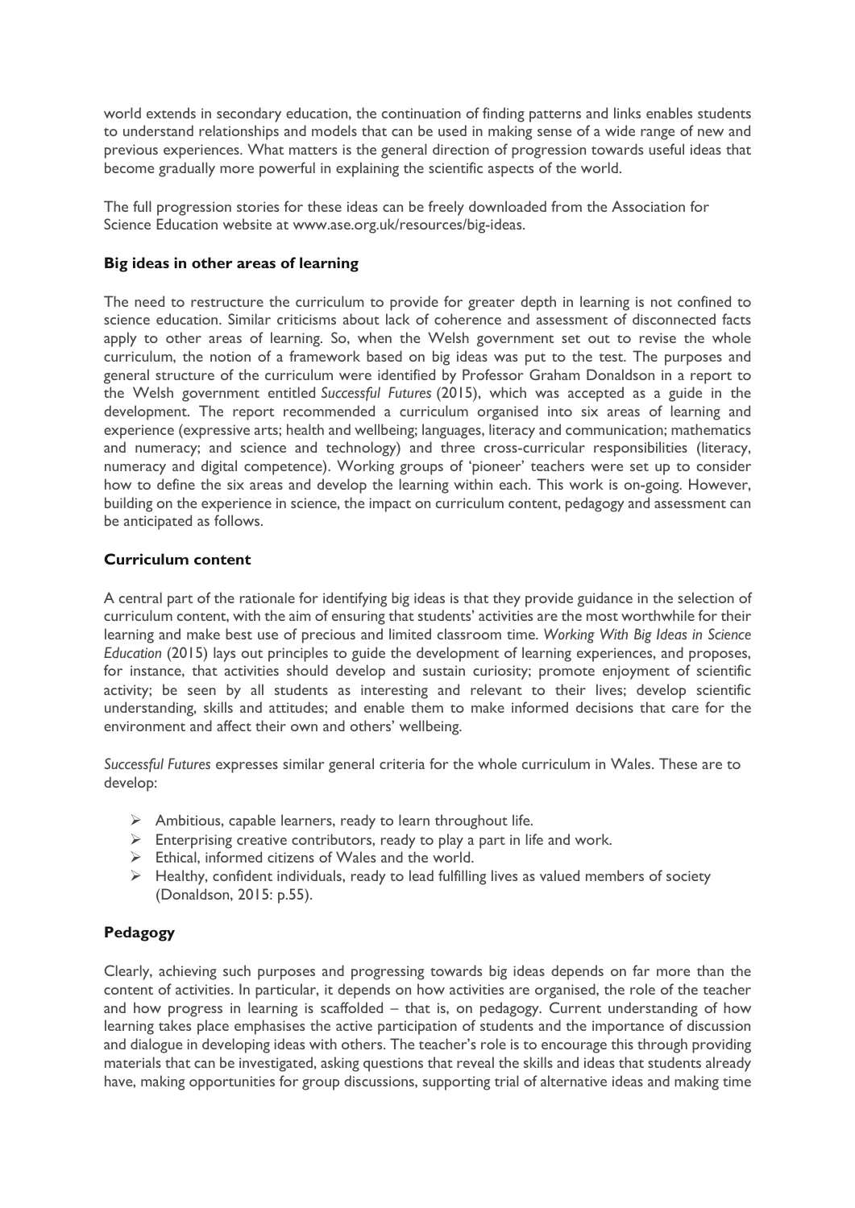world extends in secondary education, the continuation of finding patterns and links enables students to understand relationships and models that can be used in making sense of a wide range of new and previous experiences. What matters is the general direction of progression towards useful ideas that become gradually more powerful in explaining the scientific aspects of the world.

The full progression stories for these ideas can be freely downloaded from the Association for Science Education website at www.ase.org.uk/resources/big-ideas.

## Big ideas in other areas of learning

The need to restructure the curriculum to provide for greater depth in learning is not confined to science education. Similar criticisms about lack of coherence and assessment of disconnected facts apply to other areas of learning. So, when the Welsh government set out to revise the whole curriculum, the notion of a framework based on big ideas was put to the test. The purposes and general structure of the curriculum were identified by Professor Graham Donaldson in a report to the Welsh government entitled *Successful Futures* (2015), which was accepted as a guide in the development. The report recommended a curriculum organised into six areas of learning and experience (expressive arts; health and wellbeing; languages, literacy and communication; mathematics and numeracy; and science and technology) and three cross-curricular responsibilities (literacy, numeracy and digital competence). Working groups of 'pioneer' teachers were set up to consider how to define the six areas and develop the learning within each. This work is on-going. However, building on the experience in science, the impact on curriculum content, pedagogy and assessment can be anticipated as follows.

## Curriculum content

A central part of the rationale for identifying big ideas is that they provide guidance in the selection of curriculum content, with the aim of ensuring that students' activities are the most worthwhile for their learning and make best use of precious and limited classroom time. *Working With Big Ideas in Science Education* (2015) lays out principles to guide the development of learning experiences, and proposes, for instance, that activities should develop and sustain curiosity; promote enjoyment of scientific activity; be seen by all students as interesting and relevant to their lives; develop scientific understanding, skills and attitudes; and enable them to make informed decisions that care for the environment and affect their own and others' wellbeing.

*Successful Futures* expresses similar general criteria for the whole curriculum in Wales. These are to develop:

- Ambitious, capable learners, ready to learn throughout life.
- Enterprising creative contributors, ready to play a part in life and work.
- Ethical, informed citizens of Wales and the world.
- Healthy, confident individuals, ready to lead fulfilling lives as valued members of society (Donaldson, 2015: p.55).

## Pedagogy

Clearly, achieving such purposes and progressing towards big ideas depends on far more than the content of activities. In particular, it depends on how activities are organised, the role of the teacher and how progress in learning is scaffolded – that is, on pedagogy. Current understanding of how learning takes place emphasises the active participation of students and the importance of discussion and dialogue in developing ideas with others. The teacher's role is to encourage this through providing materials that can be investigated, asking questions that reveal the skills and ideas that students already have, making opportunities for group discussions, supporting trial of alternative ideas and making time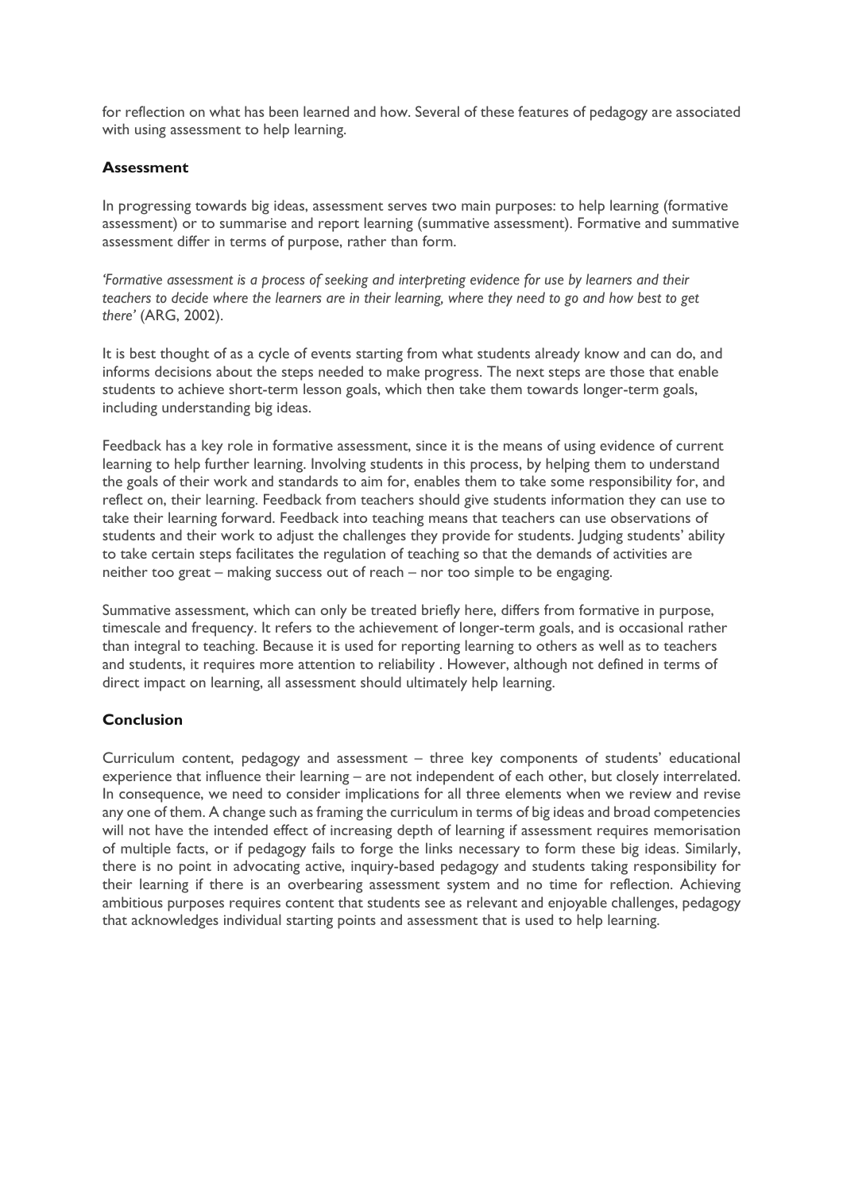for reflection on what has been learned and how. Several of these features of pedagogy are associated with using assessment to help learning.

## Assessment

In progressing towards big ideas, assessment serves two main purposes: to help learning (formative assessment) or to summarise and report learning (summative assessment). Formative and summative assessment differ in terms of purpose, rather than form.

*'Formative assessment is a process of seeking and interpreting evidence for use by learners and their teachers to decide where the learners are in their learning, where they need to go and how best to get there'* (ARG, 2002).

It is best thought of as a cycle of events starting from what students already know and can do, and informs decisions about the steps needed to make progress. The next steps are those that enable students to achieve short-term lesson goals, which then take them towards longer-term goals, including understanding big ideas.

Feedback has a key role in formative assessment, since it is the means of using evidence of current learning to help further learning. Involving students in this process, by helping them to understand the goals of their work and standards to aim for, enables them to take some responsibility for, and reflect on, their learning. Feedback from teachers should give students information they can use to take their learning forward. Feedback into teaching means that teachers can use observations of students and their work to adjust the challenges they provide for students. Judging students' ability to take certain steps facilitates the regulation of teaching so that the demands of activities are neither too great – making success out of reach – nor too simple to be engaging.

Summative assessment, which can only be treated briefly here, differs from formative in purpose, timescale and frequency. It refers to the achievement of longer-term goals, and is occasional rather than integral to teaching. Because it is used for reporting learning to others as well as to teachers and students, it requires more attention to reliability . However, although not defined in terms of direct impact on learning, all assessment should ultimately help learning.

## Conclusion

Curriculum content, pedagogy and assessment – three key components of students' educational experience that influence their learning – are not independent of each other, but closely interrelated. In consequence, we need to consider implications for all three elements when we review and revise any one of them. A change such as framing the curriculum in terms of big ideas and broad competencies will not have the intended effect of increasing depth of learning if assessment requires memorisation of multiple facts, or if pedagogy fails to forge the links necessary to form these big ideas. Similarly, there is no point in advocating active, inquiry-based pedagogy and students taking responsibility for their learning if there is an overbearing assessment system and no time for reflection. Achieving ambitious purposes requires content that students see as relevant and enjoyable challenges, pedagogy that acknowledges individual starting points and assessment that is used to help learning.